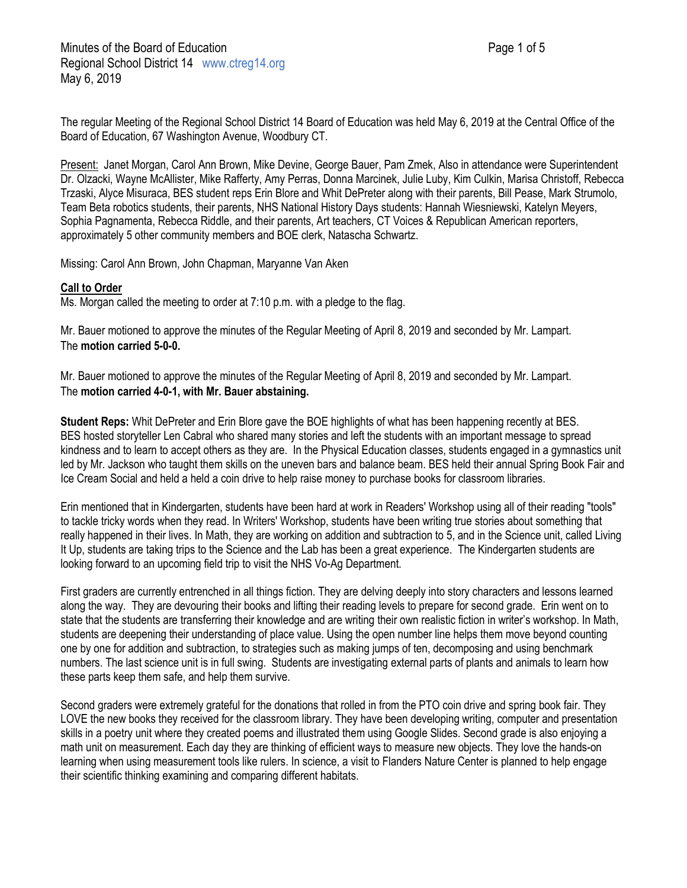The regular Meeting of the Regional School District 14 Board of Education was held May 6, 2019 at the Central Office of the Board of Education, 67 Washington Avenue, Woodbury CT.

Present: Janet Morgan, Carol Ann Brown, Mike Devine, George Bauer, Pam Zmek, Also in attendance were Superintendent Dr. Olzacki, Wayne McAllister, Mike Rafferty, Amy Perras, Donna Marcinek, Julie Luby, Kim Culkin, Marisa Christoff, Rebecca Trzaski, Alyce Misuraca, BES student reps Erin Blore and Whit DePreter along with their parents, Bill Pease, Mark Strumolo, Team Beta robotics students, their parents, NHS National History Days students: Hannah Wiesniewski, Katelyn Meyers, Sophia Pagnamenta, Rebecca Riddle, and their parents, Art teachers, CT Voices & Republican American reporters, approximately 5 other community members and BOE clerk, Natascha Schwartz.

Missing: Carol Ann Brown, John Chapman, Maryanne Van Aken

**Call to Order**

Ms. Morgan called the meeting to order at 7:10 p.m. with a pledge to the flag.

Mr. Bauer motioned to approve the minutes of the Regular Meeting of April 8, 2019 and seconded by Mr. Lampart.
The **motion carried 5-0-0.**

Mr. Bauer motioned to approve the minutes of the Regular Meeting of April 8, 2019 and seconded by Mr. Lampart.
The **motion carried 4-0-1, with Mr. Bauer abstaining.**

**Student Reps:** Whit DePreter and Erin Blore gave the BOE highlights of what has been happening recently at BES. BES hosted storyteller Len Cabral who shared many stories and left the students with an important message to spread kindness and to learn to accept others as they are. In the Physical Education classes, students engaged in a gymnastics unit led by Mr. Jackson who taught them skills on the uneven bars and balance beam. BES held their annual Spring Book Fair and Ice Cream Social and held a held a coin drive to help raise money to purchase books for classroom libraries.

Erin mentioned that in Kindergarten, students have been hard at work in Readers' Workshop using all of their reading "tools" to tackle tricky words when they read. In Writers' Workshop, students have been writing true stories about something that really happened in their lives. In Math, they are working on addition and subtraction to 5, and in the Science unit, called Living It Up, students are taking trips to the Science and the Lab has been a great experience. The Kindergarten students are looking forward to an upcoming field trip to visit the NHS Vo-Ag Department.

First graders are currently entrenched in all things fiction. They are delving deeply into story characters and lessons learned along the way. They are devouring their books and lifting their reading levels to prepare for second grade. Erin went on to state that the students are transferring their knowledge and are writing their own realistic fiction in writer's workshop. In Math, students are deepening their understanding of place value. Using the open number line helps them move beyond counting one by one for addition and subtraction, to strategies such as making jumps of ten, decomposing and using benchmark numbers. The last science unit is in full swing. Students are investigating external parts of plants and animals to learn how these parts keep them safe, and help them survive.

Second graders were extremely grateful for the donations that rolled in from the PTO coin drive and spring book fair. They LOVE the new books they received for the classroom library. They have been developing writing, computer and presentation skills in a poetry unit where they created poems and illustrated them using Google Slides. Second grade is also enjoying a math unit on measurement. Each day they are thinking of efficient ways to measure new objects. They love the hands-on learning when using measurement tools like rulers. In science, a visit to Flanders Nature Center is planned to help engage their scientific thinking examining and comparing different habitats.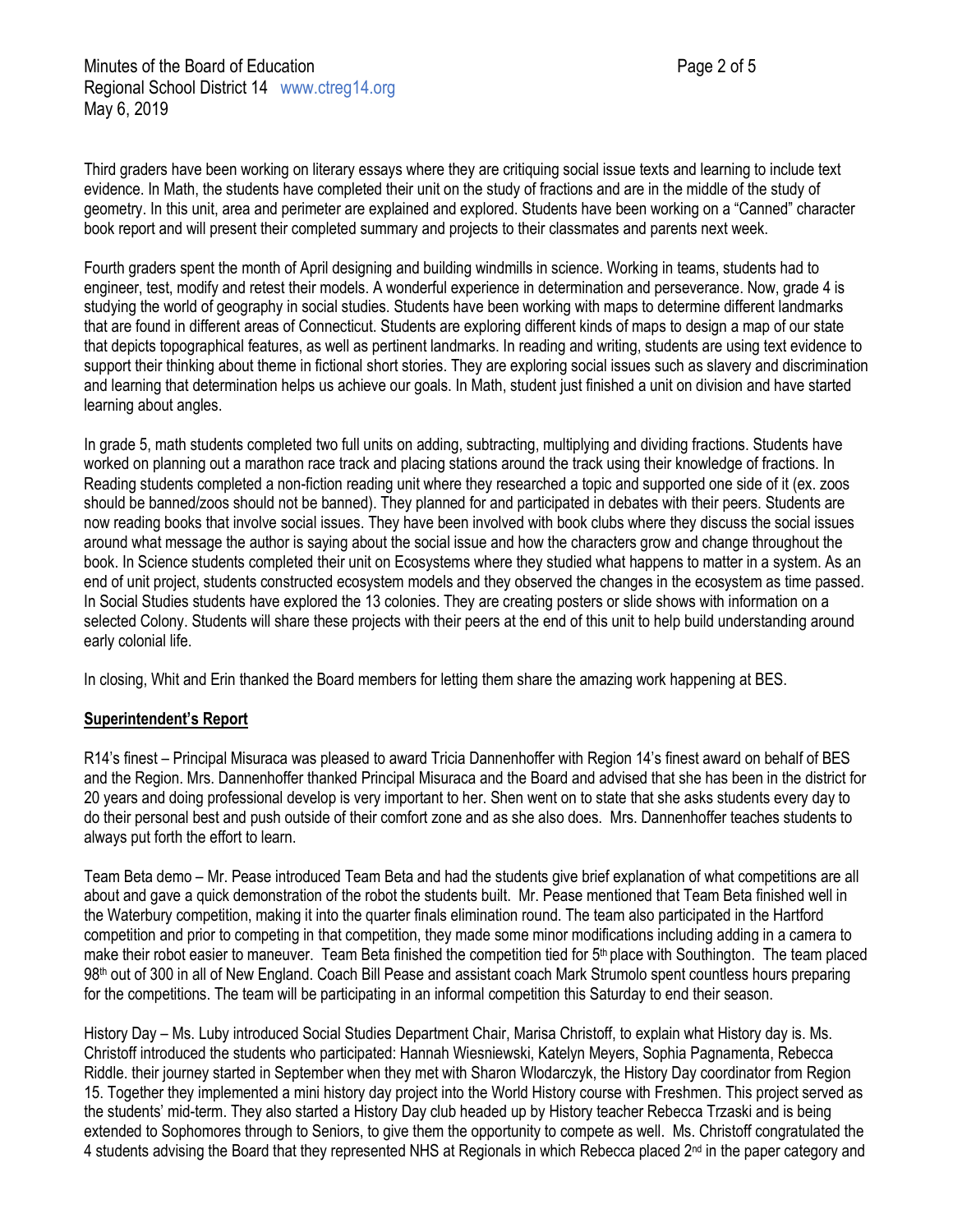Third graders have been working on literary essays where they are critiquing social issue texts and learning to include text evidence. In Math, the students have completed their unit on the study of fractions and are in the middle of the study of geometry. In this unit, area and perimeter are explained and explored. Students have been working on a "Canned" character book report and will present their completed summary and projects to their classmates and parents next week.

Fourth graders spent the month of April designing and building windmills in science. Working in teams, students had to engineer, test, modify and retest their models. A wonderful experience in determination and perseverance. Now, grade 4 is studying the world of geography in social studies. Students have been working with maps to determine different landmarks that are found in different areas of Connecticut. Students are exploring different kinds of maps to design a map of our state that depicts topographical features, as well as pertinent landmarks. In reading and writing, students are using text evidence to support their thinking about theme in fictional short stories. They are exploring social issues such as slavery and discrimination and learning that determination helps us achieve our goals. In Math, student just finished a unit on division and have started learning about angles.

In grade 5, math students completed two full units on adding, subtracting, multiplying and dividing fractions. Students have worked on planning out a marathon race track and placing stations around the track using their knowledge of fractions. In Reading students completed a non-fiction reading unit where they researched a topic and supported one side of it (ex. zoos should be banned/zoos should not be banned). They planned for and participated in debates with their peers. Students are now reading books that involve social issues. They have been involved with book clubs where they discuss the social issues around what message the author is saying about the social issue and how the characters grow and change throughout the book. In Science students completed their unit on Ecosystems where they studied what happens to matter in a system. As an end of unit project, students constructed ecosystem models and they observed the changes in the ecosystem as time passed. In Social Studies students have explored the 13 colonies. They are creating posters or slide shows with information on a selected Colony. Students will share these projects with their peers at the end of this unit to help build understanding around early colonial life.

In closing, Whit and Erin thanked the Board members for letting them share the amazing work happening at BES.

**Superintendent's Report**

R14's finest – Principal Misuraca was pleased to award Tricia Dannenhoffer with Region 14's finest award on behalf of BES and the Region. Mrs. Dannenhoffer thanked Principal Misuraca and the Board and advised that she has been in the district for 20 years and doing professional develop is very important to her. Shen went on to state that she asks students every day to do their personal best and push outside of their comfort zone and as she also does. Mrs. Dannenhoffer teaches students to always put forth the effort to learn.

Team Beta demo – Mr. Pease introduced Team Beta and had the students give brief explanation of what competitions are all about and gave a quick demonstration of the robot the students built. Mr. Pease mentioned that Team Beta finished well in the Waterbury competition, making it into the quarter finals elimination round. The team also participated in the Hartford competition and prior to competing in that competition, they made some minor modifications including adding in a camera to make their robot easier to maneuver. Team Beta finished the competition tied for 5th place with Southington. The team placed 98th out of 300 in all of New England. Coach Bill Pease and assistant coach Mark Strumolo spent countless hours preparing for the competitions. The team will be participating in an informal competition this Saturday to end their season.

History Day – Ms. Luby introduced Social Studies Department Chair, Marisa Christoff, to explain what History day is. Ms. Christoff introduced the students who participated: Hannah Wiesniewski, Katelyn Meyers, Sophia Pagnamenta, Rebecca Riddle. their journey started in September when they met with Sharon Wlodarczyk, the History Day coordinator from Region 15. Together they implemented a mini history day project into the World History course with Freshmen. This project served as the students' mid-term. They also started a History Day club headed up by History teacher Rebecca Trzaski and is being extended to Sophomores through to Seniors, to give them the opportunity to compete as well. Ms. Christoff congratulated the 4 students advising the Board that they represented NHS at Regionals in which Rebecca placed 2nd in the paper category and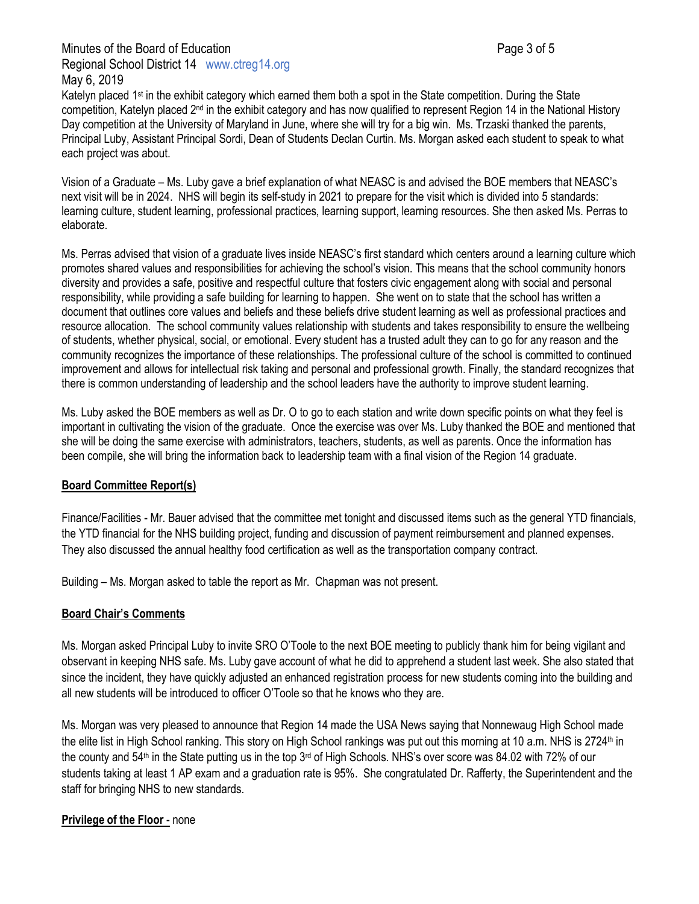Katelyn placed 1st in the exhibit category which earned them both a spot in the State competition. During the State competition, Katelyn placed 2nd in the exhibit category and has now qualified to represent Region 14 in the National History Day competition at the University of Maryland in June, where she will try for a big win. Ms. Trzaski thanked the parents, Principal Luby, Assistant Principal Sordi, Dean of Students Declan Curtin. Ms. Morgan asked each student to speak to what each project was about.

Vision of a Graduate – Ms. Luby gave a brief explanation of what NEASC is and advised the BOE members that NEASC's next visit will be in 2024. NHS will begin its self-study in 2021 to prepare for the visit which is divided into 5 standards: learning culture, student learning, professional practices, learning support, learning resources. She then asked Ms. Perras to elaborate.

Ms. Perras advised that vision of a graduate lives inside NEASC's first standard which centers around a learning culture which promotes shared values and responsibilities for achieving the school's vision. This means that the school community honors diversity and provides a safe, positive and respectful culture that fosters civic engagement along with social and personal responsibility, while providing a safe building for learning to happen. She went on to state that the school has written a document that outlines core values and beliefs and these beliefs drive student learning as well as professional practices and resource allocation. The school community values relationship with students and takes responsibility to ensure the wellbeing of students, whether physical, social, or emotional. Every student has a trusted adult they can to go for any reason and the community recognizes the importance of these relationships. The professional culture of the school is committed to continued improvement and allows for intellectual risk taking and personal and professional growth. Finally, the standard recognizes that there is common understanding of leadership and the school leaders have the authority to improve student learning.

Ms. Luby asked the BOE members as well as Dr. O to go to each station and write down specific points on what they feel is important in cultivating the vision of the graduate. Once the exercise was over Ms. Luby thanked the BOE and mentioned that she will be doing the same exercise with administrators, teachers, students, as well as parents. Once the information has been compile, she will bring the information back to leadership team with a final vision of the Region 14 graduate.

**Board Committee Report(s)**

Finance/Facilities - Mr. Bauer advised that the committee met tonight and discussed items such as the general YTD financials, the YTD financial for the NHS building project, funding and discussion of payment reimbursement and planned expenses. They also discussed the annual healthy food certification as well as the transportation company contract.

Building – Ms. Morgan asked to table the report as Mr. Chapman was not present.

**Board Chair's Comments**

Ms. Morgan asked Principal Luby to invite SRO O'Toole to the next BOE meeting to publicly thank him for being vigilant and observant in keeping NHS safe. Ms. Luby gave account of what he did to apprehend a student last week. She also stated that since the incident, they have quickly adjusted an enhanced registration process for new students coming into the building and all new students will be introduced to officer O'Toole so that he knows who they are.

Ms. Morgan was very pleased to announce that Region 14 made the USA News saying that Nonnewaug High School made the elite list in High School ranking. This story on High School rankings was put out this morning at 10 a.m. NHS is 2724th in the county and 54th in the State putting us in the top 3rd of High Schools. NHS's over score was 84.02 with 72% of our students taking at least 1 AP exam and a graduation rate is 95%. She congratulated Dr. Rafferty, the Superintendent and the staff for bringing NHS to new standards.

**Privilege of the Floor** - none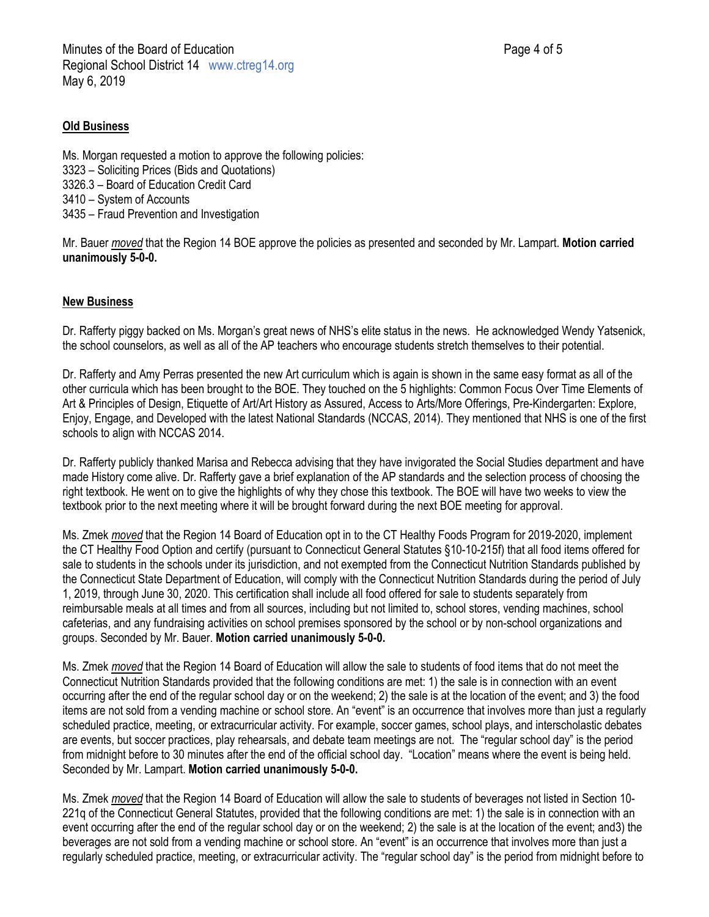**Old Business**

Ms. Morgan requested a motion to approve the following policies:
3323 – Soliciting Prices (Bids and Quotations)
3326.3 – Board of Education Credit Card
3410 – System of Accounts
3435 – Fraud Prevention and Investigation

Mr. Bauer *moved* that the Region 14 BOE approve the policies as presented and seconded by Mr. Lampart. **Motion carried unanimously 5-0-0.**

**New Business**

Dr. Rafferty piggy backed on Ms. Morgan's great news of NHS's elite status in the news. He acknowledged Wendy Yatsenick, the school counselors, as well as all of the AP teachers who encourage students stretch themselves to their potential.

Dr. Rafferty and Amy Perras presented the new Art curriculum which is again is shown in the same easy format as all of the other curricula which has been brought to the BOE. They touched on the 5 highlights: Common Focus Over Time Elements of Art & Principles of Design, Etiquette of Art/Art History as Assured, Access to Arts/More Offerings, Pre-Kindergarten: Explore, Enjoy, Engage, and Developed with the latest National Standards (NCCAS, 2014). They mentioned that NHS is one of the first schools to align with NCCAS 2014.

Dr. Rafferty publicly thanked Marisa and Rebecca advising that they have invigorated the Social Studies department and have made History come alive. Dr. Rafferty gave a brief explanation of the AP standards and the selection process of choosing the right textbook. He went on to give the highlights of why they chose this textbook. The BOE will have two weeks to view the textbook prior to the next meeting where it will be brought forward during the next BOE meeting for approval.

Ms. Zmek *moved* that the Region 14 Board of Education opt in to the CT Healthy Foods Program for 2019-2020, implement the CT Healthy Food Option and certify (pursuant to Connecticut General Statutes §10-10-215f) that all food items offered for sale to students in the schools under its jurisdiction, and not exempted from the Connecticut Nutrition Standards published by the Connecticut State Department of Education, will comply with the Connecticut Nutrition Standards during the period of July 1, 2019, through June 30, 2020. This certification shall include all food offered for sale to students separately from reimbursable meals at all times and from all sources, including but not limited to, school stores, vending machines, school cafeterias, and any fundraising activities on school premises sponsored by the school or by non-school organizations and groups. Seconded by Mr. Bauer. **Motion carried unanimously 5-0-0.**

Ms. Zmek *moved* that the Region 14 Board of Education will allow the sale to students of food items that do not meet the Connecticut Nutrition Standards provided that the following conditions are met: 1) the sale is in connection with an event occurring after the end of the regular school day or on the weekend; 2) the sale is at the location of the event; and 3) the food items are not sold from a vending machine or school store. An "event" is an occurrence that involves more than just a regularly scheduled practice, meeting, or extracurricular activity. For example, soccer games, school plays, and interscholastic debates are events, but soccer practices, play rehearsals, and debate team meetings are not. The "regular school day" is the period from midnight before to 30 minutes after the end of the official school day. "Location" means where the event is being held. Seconded by Mr. Lampart. **Motion carried unanimously 5-0-0.**

Ms. Zmek *moved* that the Region 14 Board of Education will allow the sale to students of beverages not listed in Section 10-221q of the Connecticut General Statutes, provided that the following conditions are met: 1) the sale is in connection with an event occurring after the end of the regular school day or on the weekend; 2) the sale is at the location of the event; and3) the beverages are not sold from a vending machine or school store. An "event" is an occurrence that involves more than just a regularly scheduled practice, meeting, or extracurricular activity. The "regular school day" is the period from midnight before to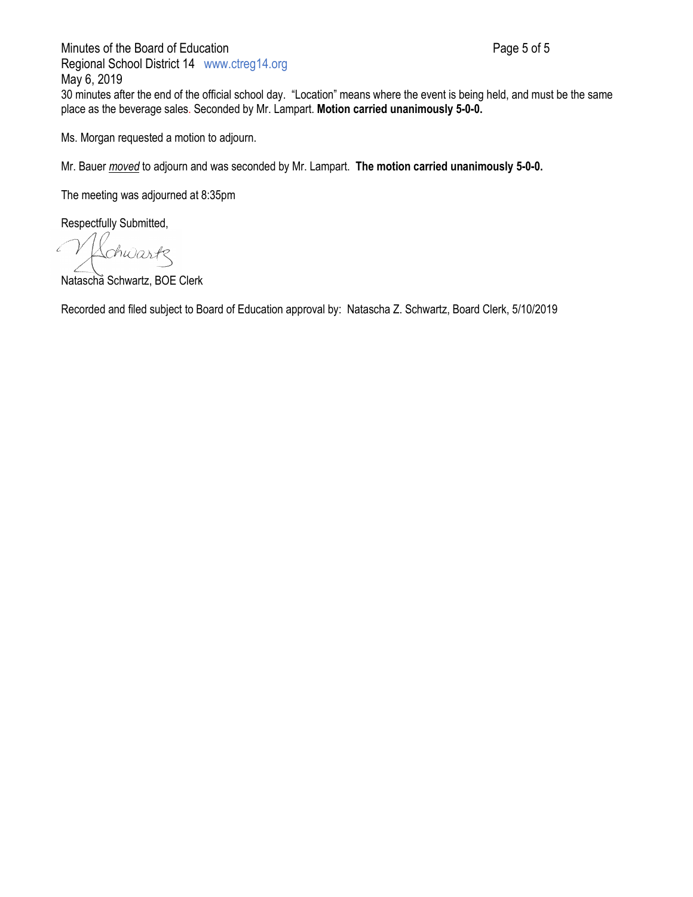30 minutes after the end of the official school day. "Location" means where the event is being held, and must be the same place as the beverage sales. Seconded by Mr. Lampart. **Motion carried unanimously 5-0-0.**

Ms. Morgan requested a motion to adjourn.

Mr. Bauer *moved* to adjourn and was seconded by Mr. Lampart. **The motion carried unanimously 5-0-0.**

The meeting was adjourned at 8:35pm

Respectfully Submitted,

Natascha Schwartz, BOE Clerk

Recorded and filed subject to Board of Education approval by: Natascha Z. Schwartz, Board Clerk, 5/10/2019